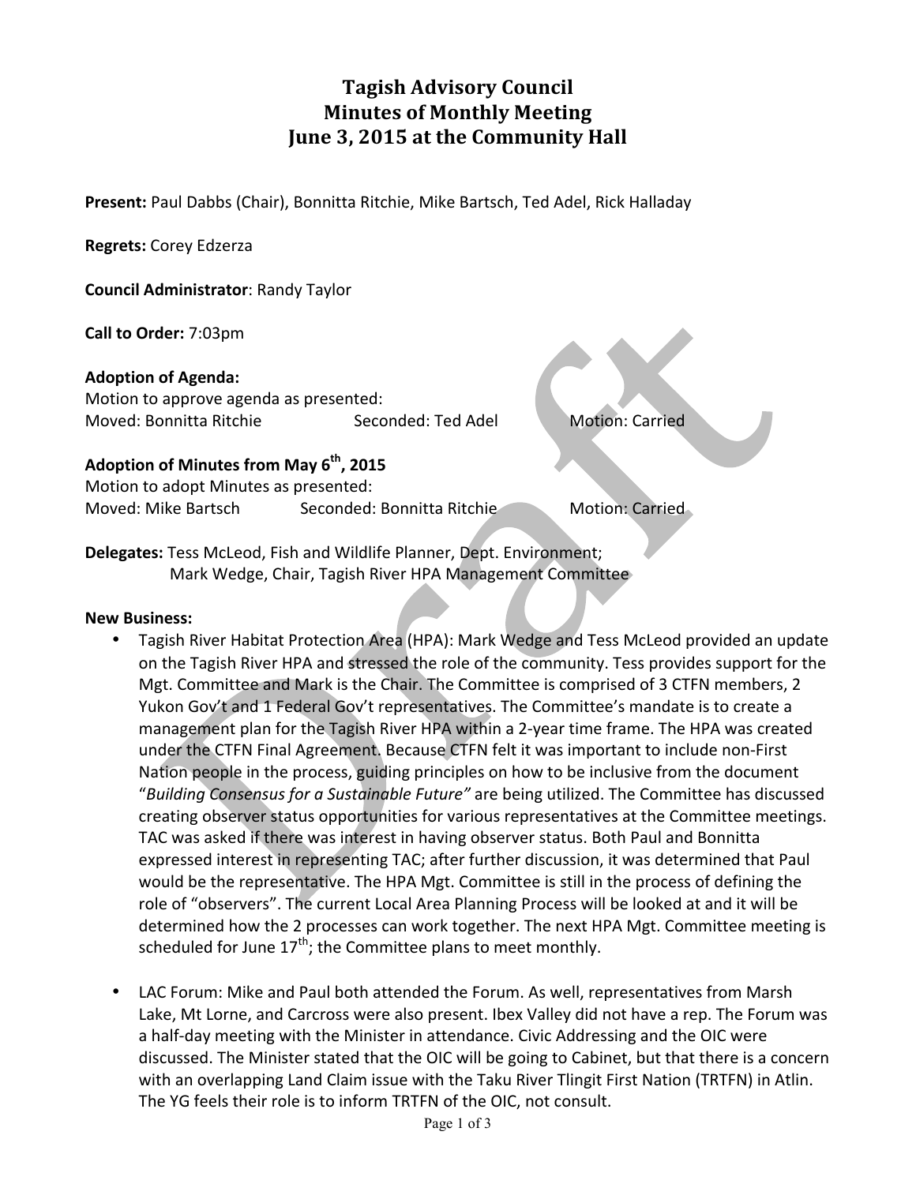# Tagish Advisory Council
## Minutes of Monthly Meeting
## June 3, 2015 at the Community Hall

**Present:** Paul Dabbs (Chair), Bonnitta Ritchie, Mike Bartsch, Ted Adel, Rick Halladay

**Regrets:** Corey Edzerza

**Council Administrator**: Randy Taylor

**Call to Order:** 7:03pm

**Adoption of Agenda:**
Motion to approve agenda as presented:
Moved: Bonnitta Ritchie Seconded: Ted Adel Motion: Carried

**Adoption of Minutes from May 6th, 2015**
Motion to adopt Minutes as presented:
Moved: Mike Bartsch Seconded: Bonnitta Ritchie Motion: Carried

**Delegates:** Tess McLeod, Fish and Wildlife Planner, Dept. Environment;
Mark Wedge, Chair, Tagish River HPA Management Committee

**New Business:**

- Tagish River Habitat Protection Area (HPA): Mark Wedge and Tess McLeod provided an update on the Tagish River HPA and stressed the role of the community. Tess provides support for the Mgt. Committee and Mark is the Chair. The Committee is comprised of 3 CTFN members, 2 Yukon Gov't and 1 Federal Gov't representatives. The Committee's mandate is to create a management plan for the Tagish River HPA within a 2-year time frame. The HPA was created under the CTFN Final Agreement. Because CTFN felt it was important to include non-First Nation people in the process, guiding principles on how to be inclusive from the document "*Building Consensus for a Sustainable Future"* are being utilized. The Committee has discussed creating observer status opportunities for various representatives at the Committee meetings. TAC was asked if there was interest in having observer status. Both Paul and Bonnitta expressed interest in representing TAC; after further discussion, it was determined that Paul would be the representative. The HPA Mgt. Committee is still in the process of defining the role of "observers". The current Local Area Planning Process will be looked at and it will be determined how the 2 processes can work together. The next HPA Mgt. Committee meeting is scheduled for June 17th; the Committee plans to meet monthly.

- LAC Forum: Mike and Paul both attended the Forum. As well, representatives from Marsh Lake, Mt Lorne, and Carcross were also present. Ibex Valley did not have a rep. The Forum was a half-day meeting with the Minister in attendance. Civic Addressing and the OIC were discussed. The Minister stated that the OIC will be going to Cabinet, but that there is a concern with an overlapping Land Claim issue with the Taku River Tlingit First Nation (TRTFN) in Atlin. The YG feels their role is to inform TRTFN of the OIC, not consult.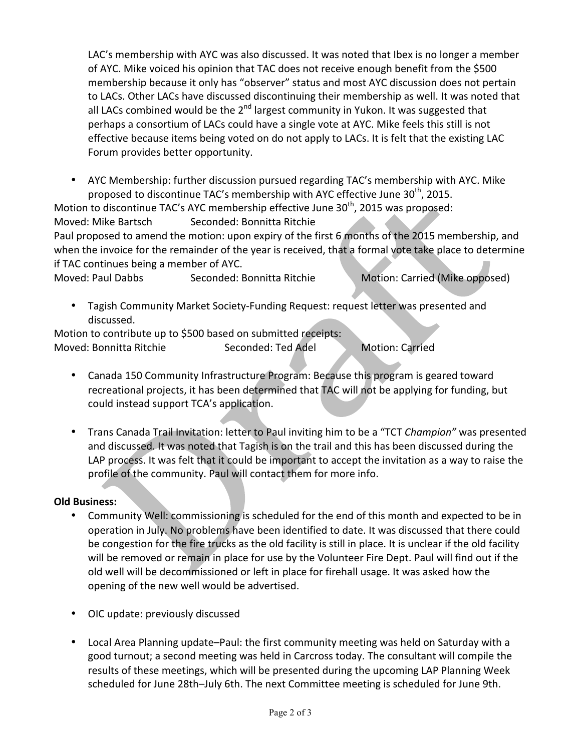LAC's membership with AYC was also discussed. It was noted that Ibex is no longer a member of AYC. Mike voiced his opinion that TAC does not receive enough benefit from the $500 membership because it only has "observer" status and most AYC discussion does not pertain to LACs. Other LACs have discussed discontinuing their membership as well. It was noted that all LACs combined would be the 2nd largest community in Yukon. It was suggested that perhaps a consortium of LACs could have a single vote at AYC. Mike feels this still is not effective because items being voted on do not apply to LACs. It is felt that the existing LAC Forum provides better opportunity.

- AYC Membership: further discussion pursued regarding TAC's membership with AYC. Mike proposed to discontinue TAC's membership with AYC effective June 30th, 2015.

Motion to discontinue TAC's AYC membership effective June 30th, 2015 was proposed:
Moved: Mike Bartsch Seconded: Bonnitta Ritchie
Paul proposed to amend the motion: upon expiry of the first 6 months of the 2015 membership, and when the invoice for the remainder of the year is received, that a formal vote take place to determine if TAC continues being a member of AYC.
Moved: Paul Dabbs Seconded: Bonnitta Ritchie Motion: Carried (Mike opposed)

- Tagish Community Market Society-Funding Request: request letter was presented and discussed.

Motion to contribute up to $500 based on submitted receipts:
Moved: Bonnitta Ritchie Seconded: Ted Adel Motion: Carried

- Canada 150 Community Infrastructure Program: Because this program is geared toward recreational projects, it has been determined that TAC will not be applying for funding, but could instead support TCA's application.

- Trans Canada Trail Invitation: letter to Paul inviting him to be a "TCT *Champion"* was presented and discussed. It was noted that Tagish is on the trail and this has been discussed during the LAP process. It was felt that it could be important to accept the invitation as a way to raise the profile of the community. Paul will contact them for more info.

**Old Business:**

- Community Well: commissioning is scheduled for the end of this month and expected to be in operation in July. No problems have been identified to date. It was discussed that there could be congestion for the fire trucks as the old facility is still in place. It is unclear if the old facility will be removed or remain in place for use by the Volunteer Fire Dept. Paul will find out if the old well will be decommissioned or left in place for firehall usage. It was asked how the opening of the new well would be advertised.

- OIC update: previously discussed

- Local Area Planning update–Paul: the first community meeting was held on Saturday with a good turnout; a second meeting was held in Carcross today. The consultant will compile the results of these meetings, which will be presented during the upcoming LAP Planning Week scheduled for June 28th–July 6th. The next Committee meeting is scheduled for June 9th.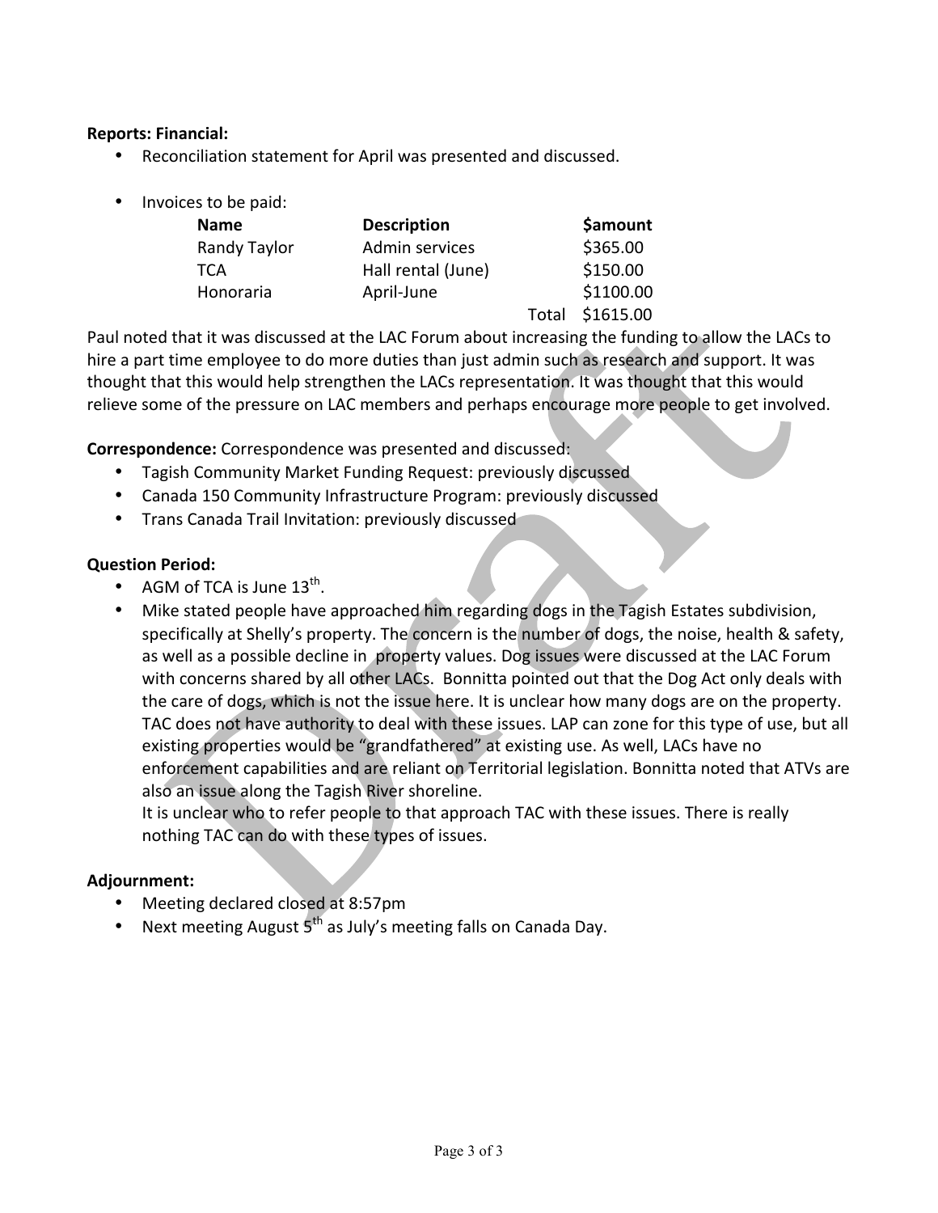**Reports: Financial:**

- Reconciliation statement for April was presented and discussed.

- Invoices to be paid:

| Name | Description | | $amount |
|---|---|---|---|
| Randy Taylor | Admin services | | $365.00 |
| TCA | Hall rental (June) | | $150.00 |
| Honoraria | April-June | | $1100.00 |
| | | Total | $1615.00 |

Paul noted that it was discussed at the LAC Forum about increasing the funding to allow the LACs to hire a part time employee to do more duties than just admin such as research and support. It was thought that this would help strengthen the LACs representation. It was thought that this would relieve some of the pressure on LAC members and perhaps encourage more people to get involved.

**Correspondence:** Correspondence was presented and discussed:

- Tagish Community Market Funding Request: previously discussed
- Canada 150 Community Infrastructure Program: previously discussed
- Trans Canada Trail Invitation: previously discussed

**Question Period:**

- AGM of TCA is June 13th.
- Mike stated people have approached him regarding dogs in the Tagish Estates subdivision, specifically at Shelly's property. The concern is the number of dogs, the noise, health & safety, as well as a possible decline in property values. Dog issues were discussed at the LAC Forum with concerns shared by all other LACs. Bonnitta pointed out that the Dog Act only deals with the care of dogs, which is not the issue here. It is unclear how many dogs are on the property. TAC does not have authority to deal with these issues. LAP can zone for this type of use, but all existing properties would be "grandfathered" at existing use. As well, LACs have no enforcement capabilities and are reliant on Territorial legislation. Bonnitta noted that ATVs are also an issue along the Tagish River shoreline.
  It is unclear who to refer people to that approach TAC with these issues. There is really nothing TAC can do with these types of issues.

**Adjournment:**

- Meeting declared closed at 8:57pm
- Next meeting August 5th as July's meeting falls on Canada Day.